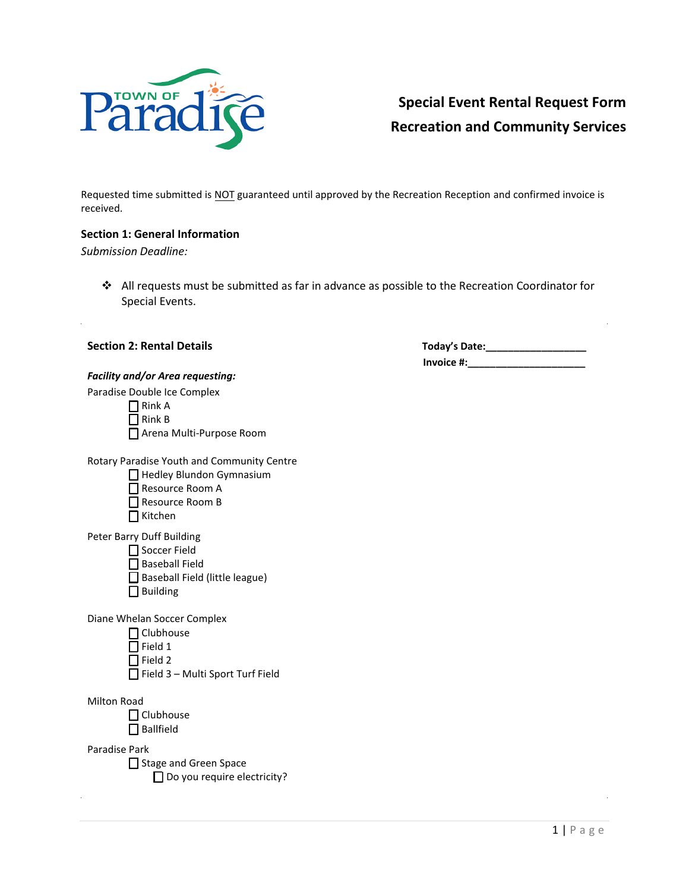# Special Event Rental Request Form

## Recreation and Community Services

Requested time submitted is NOT guaranteed until approved by the Recreation Reception and confirmed invoice is received.

### Section 1: General Information

*Submission Deadline:*

- All requests must be submitted as far in advance as possible to the Recreation Coordinator for Special Events.

### Section 2: Rental Details

**Today's Date:**__________________

**Invoice #:**______________________

***Facility and/or Area requesting:***

Paradise Double Ice Complex

- ☐ Rink A
- ☐ Rink B
- ☐ Arena Multi-Purpose Room

Rotary Paradise Youth and Community Centre

- ☐ Hedley Blundon Gymnasium
- ☐ Resource Room A
- ☐ Resource Room B
- ☐ Kitchen

Peter Barry Duff Building

- ☐ Soccer Field
- ☐ Baseball Field
- ☐ Baseball Field (little league)
- ☐ Building

Diane Whelan Soccer Complex

- ☐ Clubhouse
- ☐ Field 1
- ☐ Field 2
- ☐ Field 3 – Multi Sport Turf Field

Milton Road

- ☐ Clubhouse
- ☐ Ballfield

Paradise Park

- ☐ Stage and Green Space
  - ☐ Do you require electricity?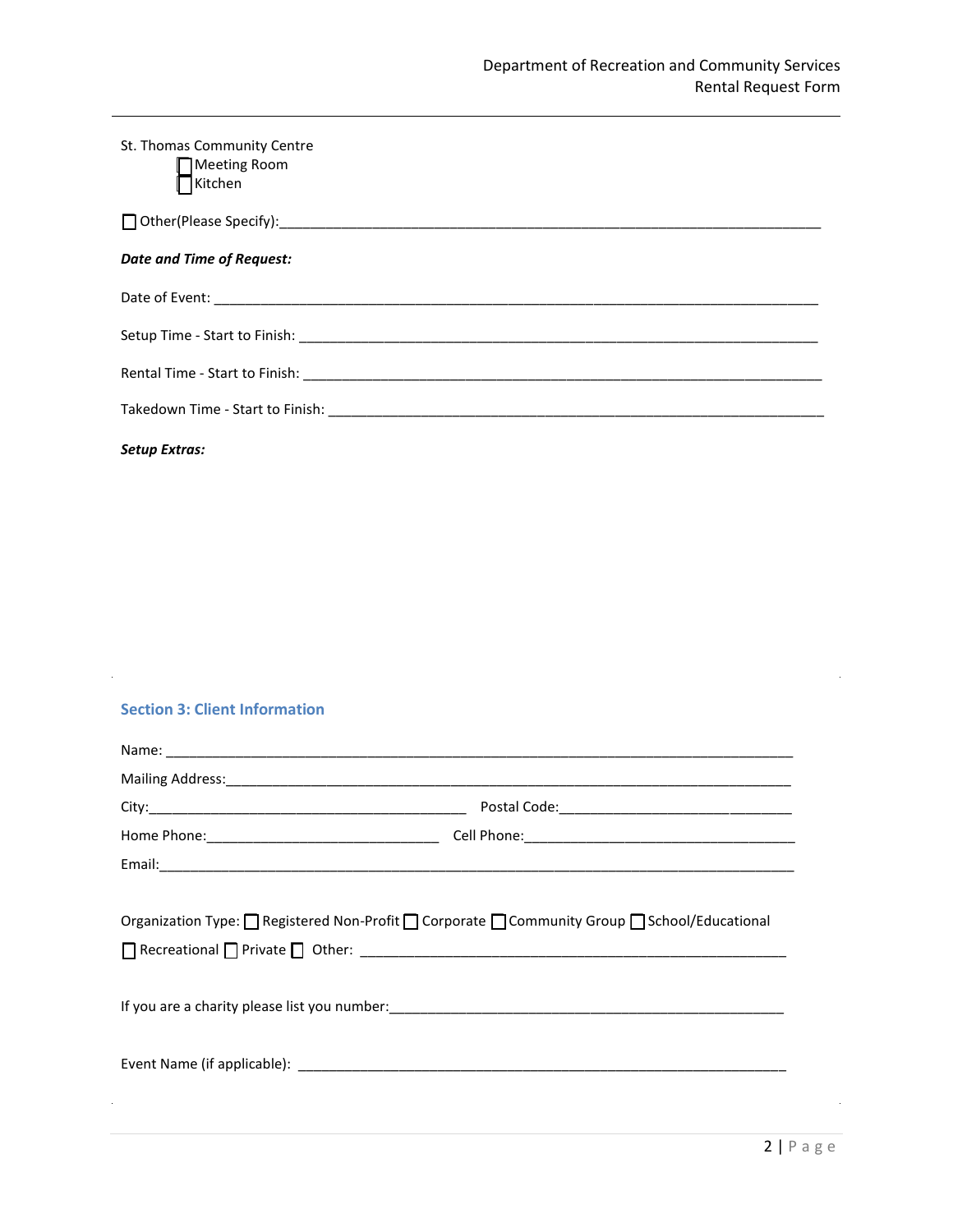St. Thomas Community Centre

- ☐ Meeting Room
- ☐ Kitchen

☐ Other(Please Specify):_______________________________________________________________________

***Date and Time of Request:***

Date of Event: _______________________________________________________________________________

Setup Time - Start to Finish: ___________________________________________________________________

Rental Time - Start to Finish: ___________________________________________________________________

Takedown Time - Start to Finish: ________________________________________________________________

***Setup Extras:***

## Section 3: Client Information

Name: _______________________________________________________________________________

Mailing Address:_______________________________________________________________________

City:_________________________________________ Postal Code:_____________________________

Home Phone:______________________________ Cell Phone:___________________________________

Email:_________________________________________________________________________________

Organization Type: ☐ Registered Non-Profit ☐ Corporate ☐ Community Group ☐ School/Educational ☐ Recreational ☐ Private ☐ Other: ________________________________________________________

If you are a charity please list you number:___________________________________________________

Event Name (if applicable): ______________________________________________________________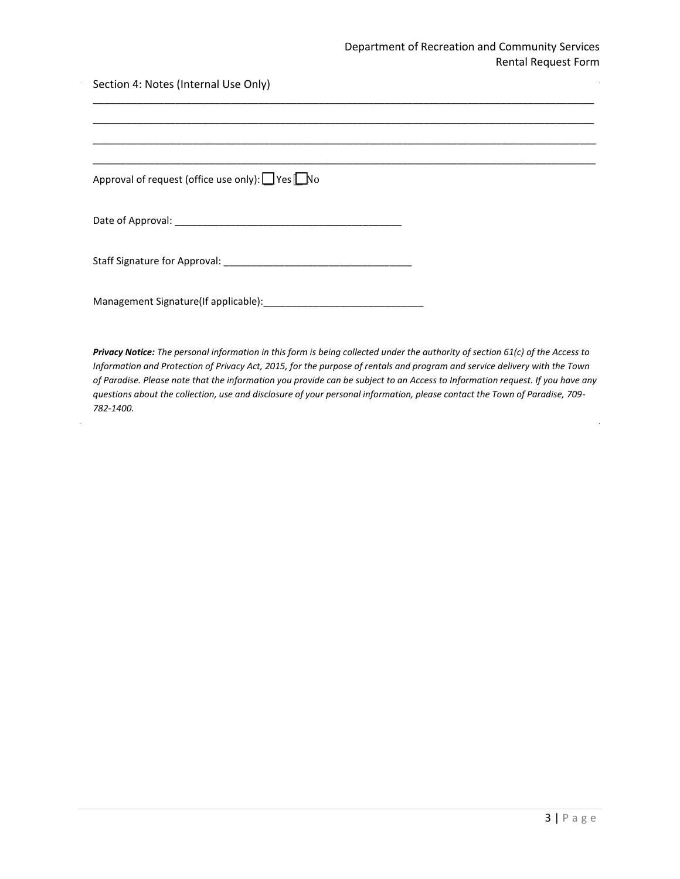Section 4: Notes (Internal Use Only)

_____________________________________________________________________________________

_____________________________________________________________________________________

_____________________________________________________________________________________

_____________________________________________________________________________________

Approval of request (office use only): ☐ Yes ☐ No

Date of Approval: ________________________________________

Staff Signature for Approval: __________________________________

Management Signature(If applicable):____________________________

***Privacy Notice:*** *The personal information in this form is being collected under the authority of section 61(c) of the Access to Information and Protection of Privacy Act, 2015, for the purpose of rentals and program and service delivery with the Town of Paradise. Please note that the information you provide can be subject to an Access to Information request. If you have any questions about the collection, use and disclosure of your personal information, please contact the Town of Paradise, 709-782-1400.*